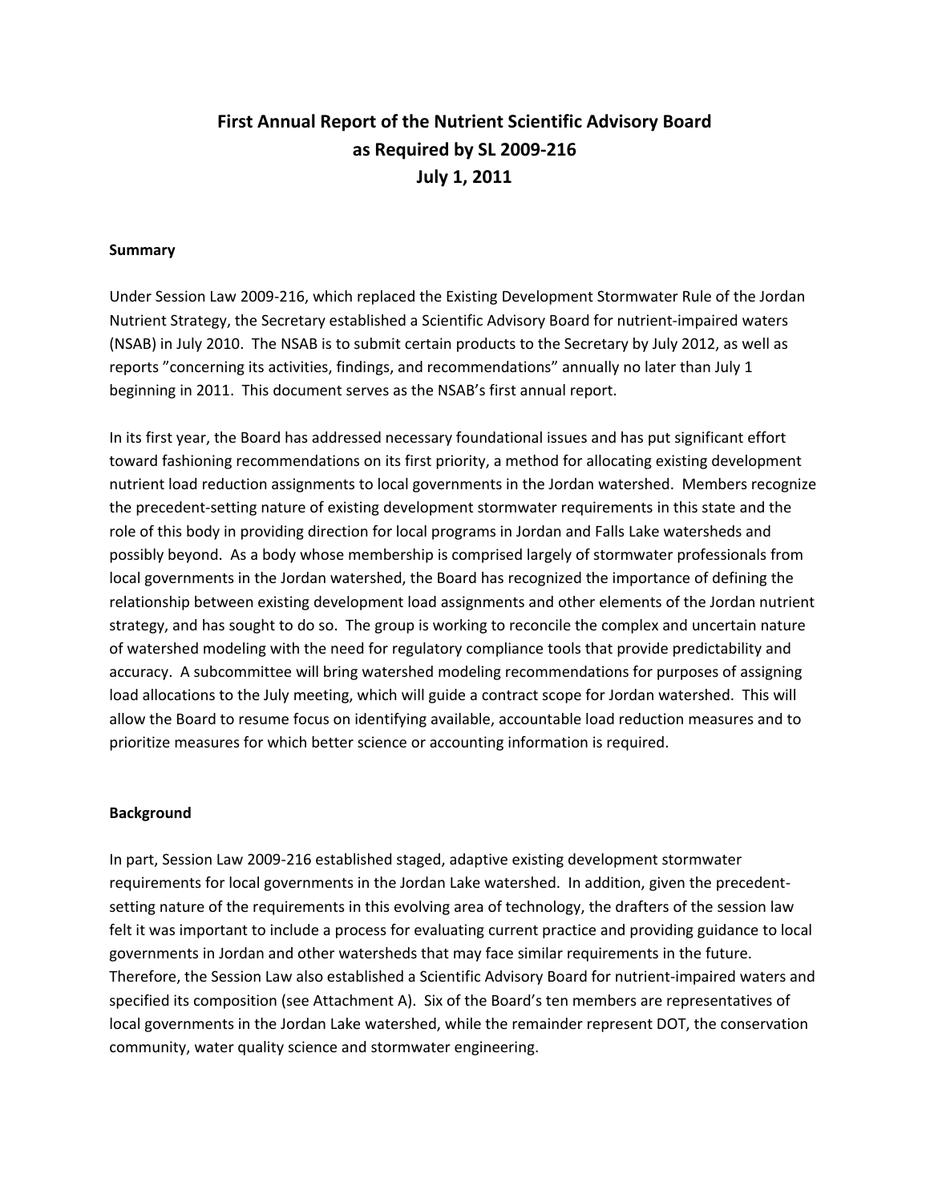# First Annual Report of the Nutrient Scientific Advisory Board as Required by SL 2009-216 July 1, 2011

## Summary

Under Session Law 2009-216, which replaced the Existing Development Stormwater Rule of the Jordan Nutrient Strategy, the Secretary established a Scientific Advisory Board for nutrient-impaired waters (NSAB) in July 2010. The NSAB is to submit certain products to the Secretary by July 2012, as well as reports "concerning its activities, findings, and recommendations" annually no later than July 1 beginning in 2011. This document serves as the NSAB's first annual report.

In its first year, the Board has addressed necessary foundational issues and has put significant effort toward fashioning recommendations on its first priority, a method for allocating existing development nutrient load reduction assignments to local governments in the Jordan watershed. Members recognize the precedent-setting nature of existing development stormwater requirements in this state and the role of this body in providing direction for local programs in Jordan and Falls Lake watersheds and possibly beyond. As a body whose membership is comprised largely of stormwater professionals from local governments in the Jordan watershed, the Board has recognized the importance of defining the relationship between existing development load assignments and other elements of the Jordan nutrient strategy, and has sought to do so. The group is working to reconcile the complex and uncertain nature of watershed modeling with the need for regulatory compliance tools that provide predictability and accuracy. A subcommittee will bring watershed modeling recommendations for purposes of assigning load allocations to the July meeting, which will guide a contract scope for Jordan watershed. This will allow the Board to resume focus on identifying available, accountable load reduction measures and to prioritize measures for which better science or accounting information is required.

## Background

In part, Session Law 2009-216 established staged, adaptive existing development stormwater requirements for local governments in the Jordan Lake watershed. In addition, given the precedent-setting nature of the requirements in this evolving area of technology, the drafters of the session law felt it was important to include a process for evaluating current practice and providing guidance to local governments in Jordan and other watersheds that may face similar requirements in the future. Therefore, the Session Law also established a Scientific Advisory Board for nutrient-impaired waters and specified its composition (see Attachment A). Six of the Board's ten members are representatives of local governments in the Jordan Lake watershed, while the remainder represent DOT, the conservation community, water quality science and stormwater engineering.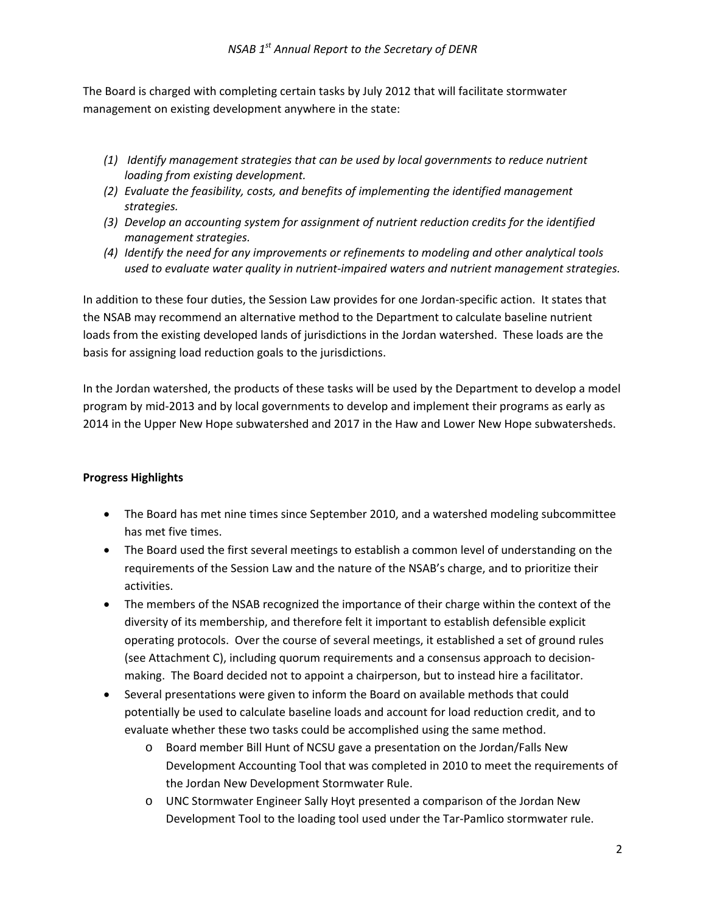The Board is charged with completing certain tasks by July 2012 that will facilitate stormwater management on existing development anywhere in the state:

*(1) Identify management strategies that can be used by local governments to reduce nutrient loading from existing development.*
*(2) Evaluate the feasibility, costs, and benefits of implementing the identified management strategies.*
*(3) Develop an accounting system for assignment of nutrient reduction credits for the identified management strategies.*
*(4) Identify the need for any improvements or refinements to modeling and other analytical tools used to evaluate water quality in nutrient-impaired waters and nutrient management strategies.*

In addition to these four duties, the Session Law provides for one Jordan-specific action. It states that the NSAB may recommend an alternative method to the Department to calculate baseline nutrient loads from the existing developed lands of jurisdictions in the Jordan watershed. These loads are the basis for assigning load reduction goals to the jurisdictions.

In the Jordan watershed, the products of these tasks will be used by the Department to develop a model program by mid-2013 and by local governments to develop and implement their programs as early as 2014 in the Upper New Hope subwatershed and 2017 in the Haw and Lower New Hope subwatersheds.

**Progress Highlights**

- The Board has met nine times since September 2010, and a watershed modeling subcommittee has met five times.
- The Board used the first several meetings to establish a common level of understanding on the requirements of the Session Law and the nature of the NSAB's charge, and to prioritize their activities.
- The members of the NSAB recognized the importance of their charge within the context of the diversity of its membership, and therefore felt it important to establish defensible explicit operating protocols. Over the course of several meetings, it established a set of ground rules (see Attachment C), including quorum requirements and a consensus approach to decision-making. The Board decided not to appoint a chairperson, but to instead hire a facilitator.
- Several presentations were given to inform the Board on available methods that could potentially be used to calculate baseline loads and account for load reduction credit, and to evaluate whether these two tasks could be accomplished using the same method.
    - Board member Bill Hunt of NCSU gave a presentation on the Jordan/Falls New Development Accounting Tool that was completed in 2010 to meet the requirements of the Jordan New Development Stormwater Rule.
    - UNC Stormwater Engineer Sally Hoyt presented a comparison of the Jordan New Development Tool to the loading tool used under the Tar-Pamlico stormwater rule.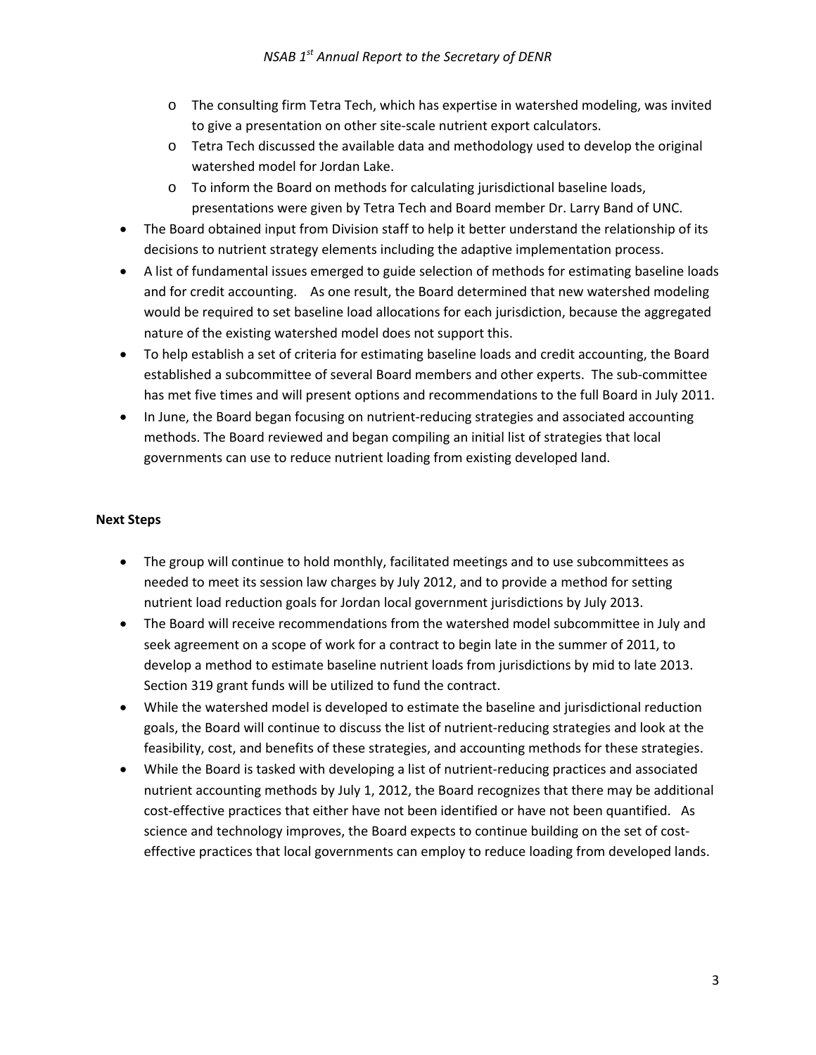- The consulting firm Tetra Tech, which has expertise in watershed modeling, was invited to give a presentation on other site-scale nutrient export calculators.
  - Tetra Tech discussed the available data and methodology used to develop the original watershed model for Jordan Lake.
  - To inform the Board on methods for calculating jurisdictional baseline loads, presentations were given by Tetra Tech and Board member Dr. Larry Band of UNC.
- The Board obtained input from Division staff to help it better understand the relationship of its decisions to nutrient strategy elements including the adaptive implementation process.
- A list of fundamental issues emerged to guide selection of methods for estimating baseline loads and for credit accounting. As one result, the Board determined that new watershed modeling would be required to set baseline load allocations for each jurisdiction, because the aggregated nature of the existing watershed model does not support this.
- To help establish a set of criteria for estimating baseline loads and credit accounting, the Board established a subcommittee of several Board members and other experts. The sub-committee has met five times and will present options and recommendations to the full Board in July 2011.
- In June, the Board began focusing on nutrient-reducing strategies and associated accounting methods. The Board reviewed and began compiling an initial list of strategies that local governments can use to reduce nutrient loading from existing developed land.

**Next Steps**

- The group will continue to hold monthly, facilitated meetings and to use subcommittees as needed to meet its session law charges by July 2012, and to provide a method for setting nutrient load reduction goals for Jordan local government jurisdictions by July 2013.
- The Board will receive recommendations from the watershed model subcommittee in July and seek agreement on a scope of work for a contract to begin late in the summer of 2011, to develop a method to estimate baseline nutrient loads from jurisdictions by mid to late 2013. Section 319 grant funds will be utilized to fund the contract.
- While the watershed model is developed to estimate the baseline and jurisdictional reduction goals, the Board will continue to discuss the list of nutrient-reducing strategies and look at the feasibility, cost, and benefits of these strategies, and accounting methods for these strategies.
- While the Board is tasked with developing a list of nutrient-reducing practices and associated nutrient accounting methods by July 1, 2012, the Board recognizes that there may be additional cost-effective practices that either have not been identified or have not been quantified. As science and technology improves, the Board expects to continue building on the set of cost-effective practices that local governments can employ to reduce loading from developed lands.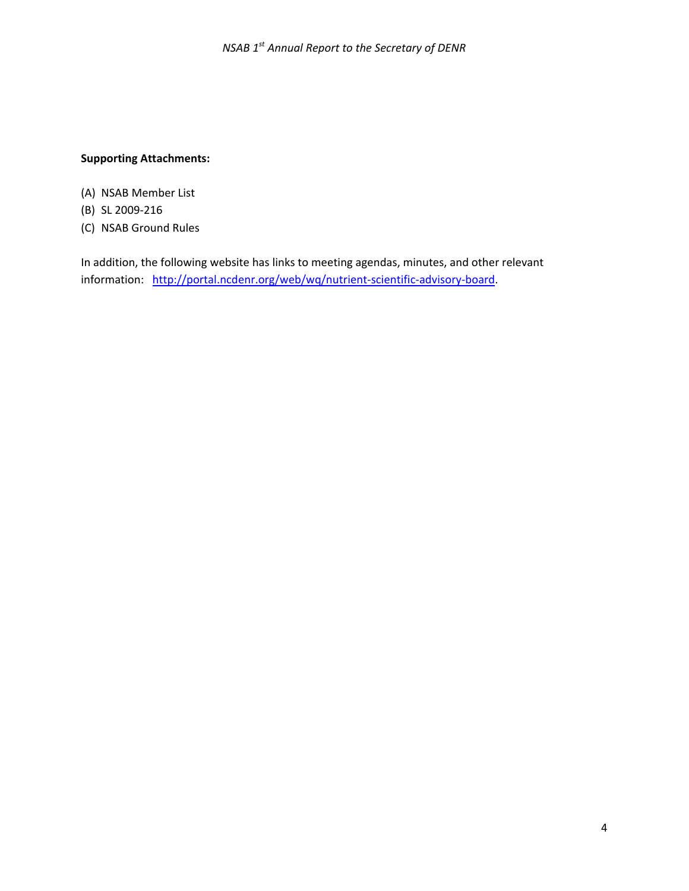**Supporting Attachments:**

(A) NSAB Member List
(B) SL 2009-216
(C) NSAB Ground Rules

In addition, the following website has links to meeting agendas, minutes, and other relevant information: http://portal.ncdenr.org/web/wq/nutrient-scientific-advisory-board.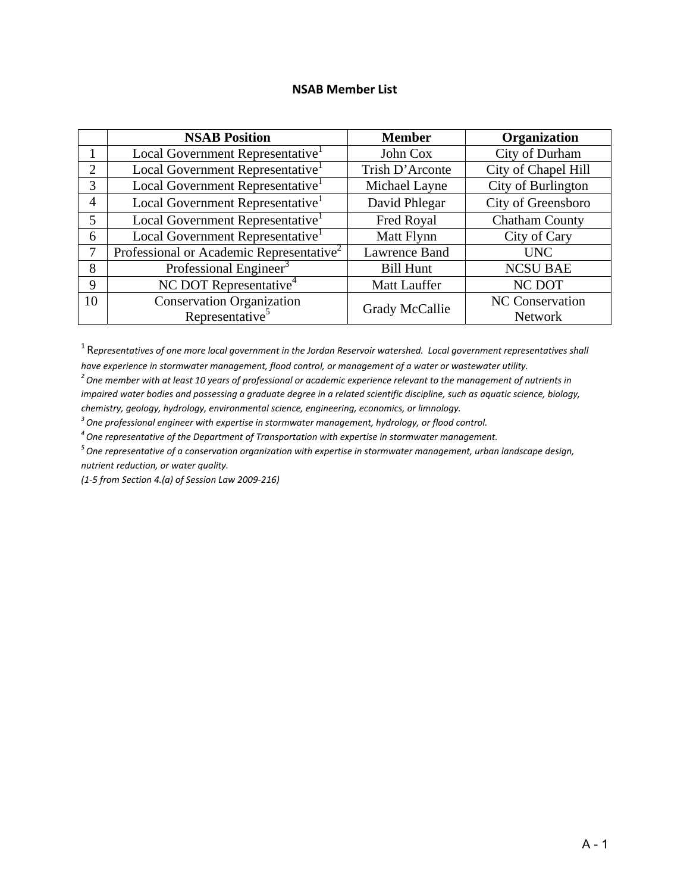**NSAB Member List**

| | NSAB Position | Member | Organization |
|---|---|---|---|
| 1 | Local Government Representative[1] | John Cox | City of Durham |
| 2 | Local Government Representative[1] | Trish D'Arconte | City of Chapel Hill |
| 3 | Local Government Representative[1] | Michael Layne | City of Burlington |
| 4 | Local Government Representative[1] | David Phlegar | City of Greensboro |
| 5 | Local Government Representative[1] | Fred Royal | Chatham County |
| 6 | Local Government Representative[1] | Matt Flynn | City of Cary |
| 7 | Professional or Academic Representative[2] | Lawrence Band | UNC |
| 8 | Professional Engineer[3] | Bill Hunt | NCSU BAE |
| 9 | NC DOT Representative[4] | Matt Lauffer | NC DOT |
| 10 | Conservation Organization Representative[5] | Grady McCallie | NC Conservation Network |

[1] R*epresentatives of one more local government in the Jordan Reservoir watershed. Local government representatives shall have experience in stormwater management, flood control, or management of a water or wastewater utility.*

[2] *One member with at least 10 years of professional or academic experience relevant to the management of nutrients in impaired water bodies and possessing a graduate degree in a related scientific discipline, such as aquatic science, biology, chemistry, geology, hydrology, environmental science, engineering, economics, or limnology.*

[3] *One professional engineer with expertise in stormwater management, hydrology, or flood control.*

[4] *One representative of the Department of Transportation with expertise in stormwater management.*

[5] *One representative of a conservation organization with expertise in stormwater management, urban landscape design, nutrient reduction, or water quality.*

*(1-5 from Section 4.(a) of Session Law 2009-216)*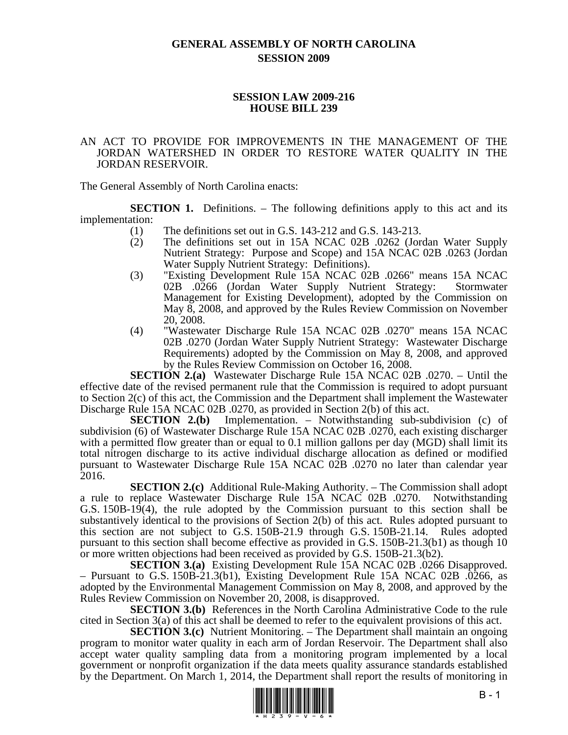# GENERAL ASSEMBLY OF NORTH CAROLINA
# SESSION 2009

## SESSION LAW 2009-216
## HOUSE BILL 239

AN ACT TO PROVIDE FOR IMPROVEMENTS IN THE MANAGEMENT OF THE JORDAN WATERSHED IN ORDER TO RESTORE WATER QUALITY IN THE JORDAN RESERVOIR.

The General Assembly of North Carolina enacts:

**SECTION 1.** Definitions. – The following definitions apply to this act and its implementation:

(1) The definitions set out in G.S. 143-212 and G.S. 143-213.

(2) The definitions set out in 15A NCAC 02B .0262 (Jordan Water Supply Nutrient Strategy: Purpose and Scope) and 15A NCAC 02B .0263 (Jordan Water Supply Nutrient Strategy: Definitions).

(3) "Existing Development Rule 15A NCAC 02B .0266" means 15A NCAC 02B .0266 (Jordan Water Supply Nutrient Strategy: Stormwater Management for Existing Development), adopted by the Commission on May 8, 2008, and approved by the Rules Review Commission on November 20, 2008.

(4) "Wastewater Discharge Rule 15A NCAC 02B .0270" means 15A NCAC 02B .0270 (Jordan Water Supply Nutrient Strategy: Wastewater Discharge Requirements) adopted by the Commission on May 8, 2008, and approved by the Rules Review Commission on October 16, 2008.

**SECTION 2.(a)** Wastewater Discharge Rule 15A NCAC 02B .0270. – Until the effective date of the revised permanent rule that the Commission is required to adopt pursuant to Section 2(c) of this act, the Commission and the Department shall implement the Wastewater Discharge Rule 15A NCAC 02B .0270, as provided in Section 2(b) of this act.

**SECTION 2.(b)** Implementation. – Notwithstanding sub-subdivision (c) of subdivision (6) of Wastewater Discharge Rule 15A NCAC 02B .0270, each existing discharger with a permitted flow greater than or equal to 0.1 million gallons per day (MGD) shall limit its total nitrogen discharge to its active individual discharge allocation as defined or modified pursuant to Wastewater Discharge Rule 15A NCAC 02B .0270 no later than calendar year 2016.

**SECTION 2.(c)** Additional Rule-Making Authority. – The Commission shall adopt a rule to replace Wastewater Discharge Rule 15A NCAC 02B .0270. Notwithstanding G.S. 150B-19(4), the rule adopted by the Commission pursuant to this section shall be substantively identical to the provisions of Section 2(b) of this act. Rules adopted pursuant to this section are not subject to G.S. 150B-21.9 through G.S. 150B-21.14. Rules adopted pursuant to this section shall become effective as provided in G.S. 150B-21.3(b1) as though 10 or more written objections had been received as provided by G.S. 150B-21.3(b2).

**SECTION 3.(a)** Existing Development Rule 15A NCAC 02B .0266 Disapproved. – Pursuant to G.S. 150B-21.3(b1), Existing Development Rule 15A NCAC 02B .0266, as adopted by the Environmental Management Commission on May 8, 2008, and approved by the Rules Review Commission on November 20, 2008, is disapproved.

**SECTION 3.(b)** References in the North Carolina Administrative Code to the rule cited in Section 3(a) of this act shall be deemed to refer to the equivalent provisions of this act.

**SECTION 3.(c)** Nutrient Monitoring. – The Department shall maintain an ongoing program to monitor water quality in each arm of Jordan Reservoir. The Department shall also accept water quality sampling data from a monitoring program implemented by a local government or nonprofit organization if the data meets quality assurance standards established by the Department. On March 1, 2014, the Department shall report the results of monitoring in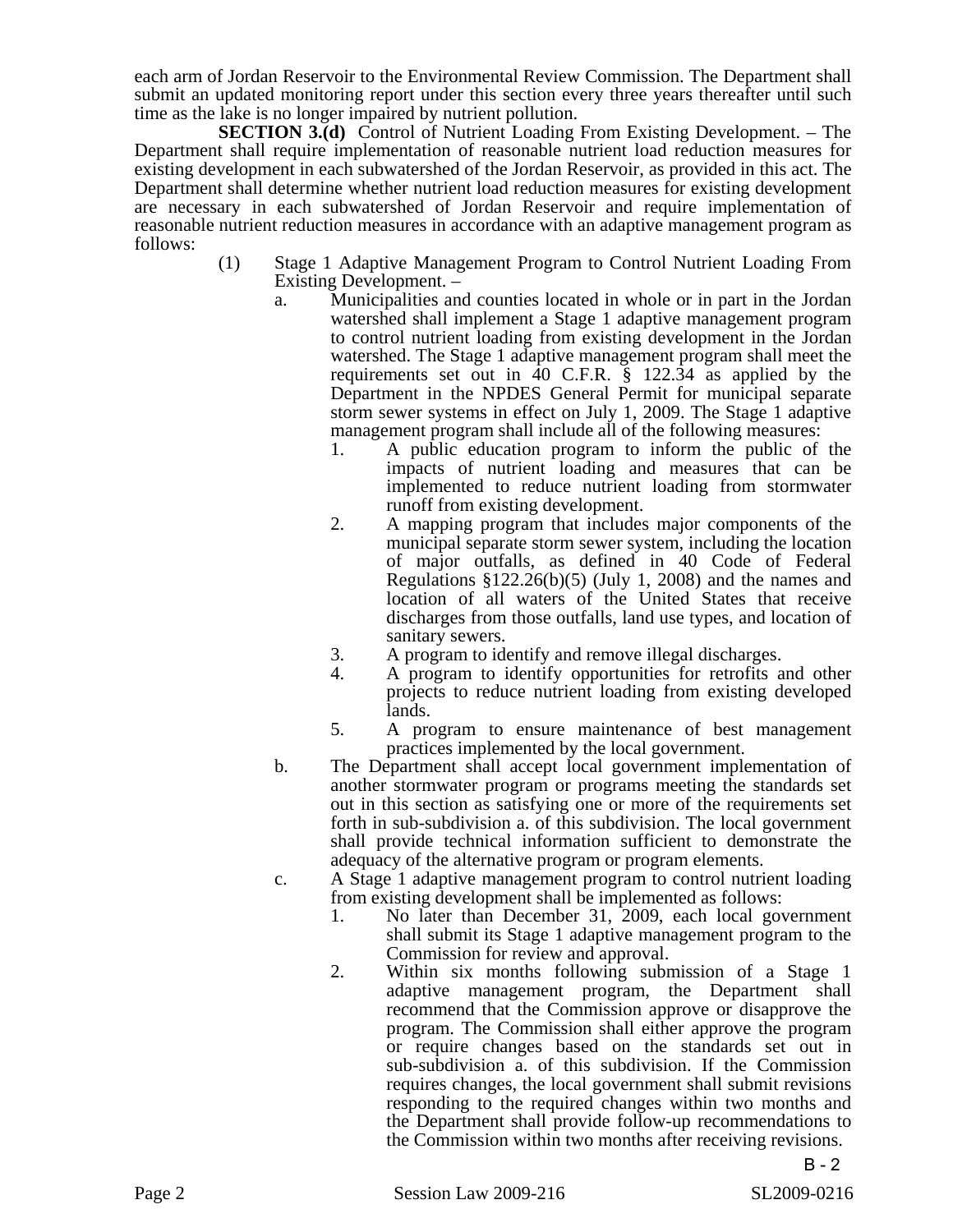each arm of Jordan Reservoir to the Environmental Review Commission. The Department shall submit an updated monitoring report under this section every three years thereafter until such time as the lake is no longer impaired by nutrient pollution.

**SECTION 3.(d)** Control of Nutrient Loading From Existing Development. – The Department shall require implementation of reasonable nutrient load reduction measures for existing development in each subwatershed of the Jordan Reservoir, as provided in this act. The Department shall determine whether nutrient load reduction measures for existing development are necessary in each subwatershed of Jordan Reservoir and require implementation of reasonable nutrient reduction measures in accordance with an adaptive management program as follows:

(1) Stage 1 Adaptive Management Program to Control Nutrient Loading From Existing Development. –

a. Municipalities and counties located in whole or in part in the Jordan watershed shall implement a Stage 1 adaptive management program to control nutrient loading from existing development in the Jordan watershed. The Stage 1 adaptive management program shall meet the requirements set out in 40 C.F.R. § 122.34 as applied by the Department in the NPDES General Permit for municipal separate storm sewer systems in effect on July 1, 2009. The Stage 1 adaptive management program shall include all of the following measures:

1. A public education program to inform the public of the impacts of nutrient loading and measures that can be implemented to reduce nutrient loading from stormwater runoff from existing development.
2. A mapping program that includes major components of the municipal separate storm sewer system, including the location of major outfalls, as defined in 40 Code of Federal Regulations §122.26(b)(5) (July 1, 2008) and the names and location of all waters of the United States that receive discharges from those outfalls, land use types, and location of sanitary sewers.
3. A program to identify and remove illegal discharges.
4. A program to identify opportunities for retrofits and other projects to reduce nutrient loading from existing developed lands.
5. A program to ensure maintenance of best management practices implemented by the local government.

b. The Department shall accept local government implementation of another stormwater program or programs meeting the standards set out in this section as satisfying one or more of the requirements set forth in sub-subdivision a. of this subdivision. The local government shall provide technical information sufficient to demonstrate the adequacy of the alternative program or program elements.

c. A Stage 1 adaptive management program to control nutrient loading from existing development shall be implemented as follows:

1. No later than December 31, 2009, each local government shall submit its Stage 1 adaptive management program to the Commission for review and approval.
2. Within six months following submission of a Stage 1 adaptive management program, the Department shall recommend that the Commission approve or disapprove the program. The Commission shall either approve the program or require changes based on the standards set out in sub-subdivision a. of this subdivision. If the Commission requires changes, the local government shall submit revisions responding to the required changes within two months and the Department shall provide follow-up recommendations to the Commission within two months after receiving revisions.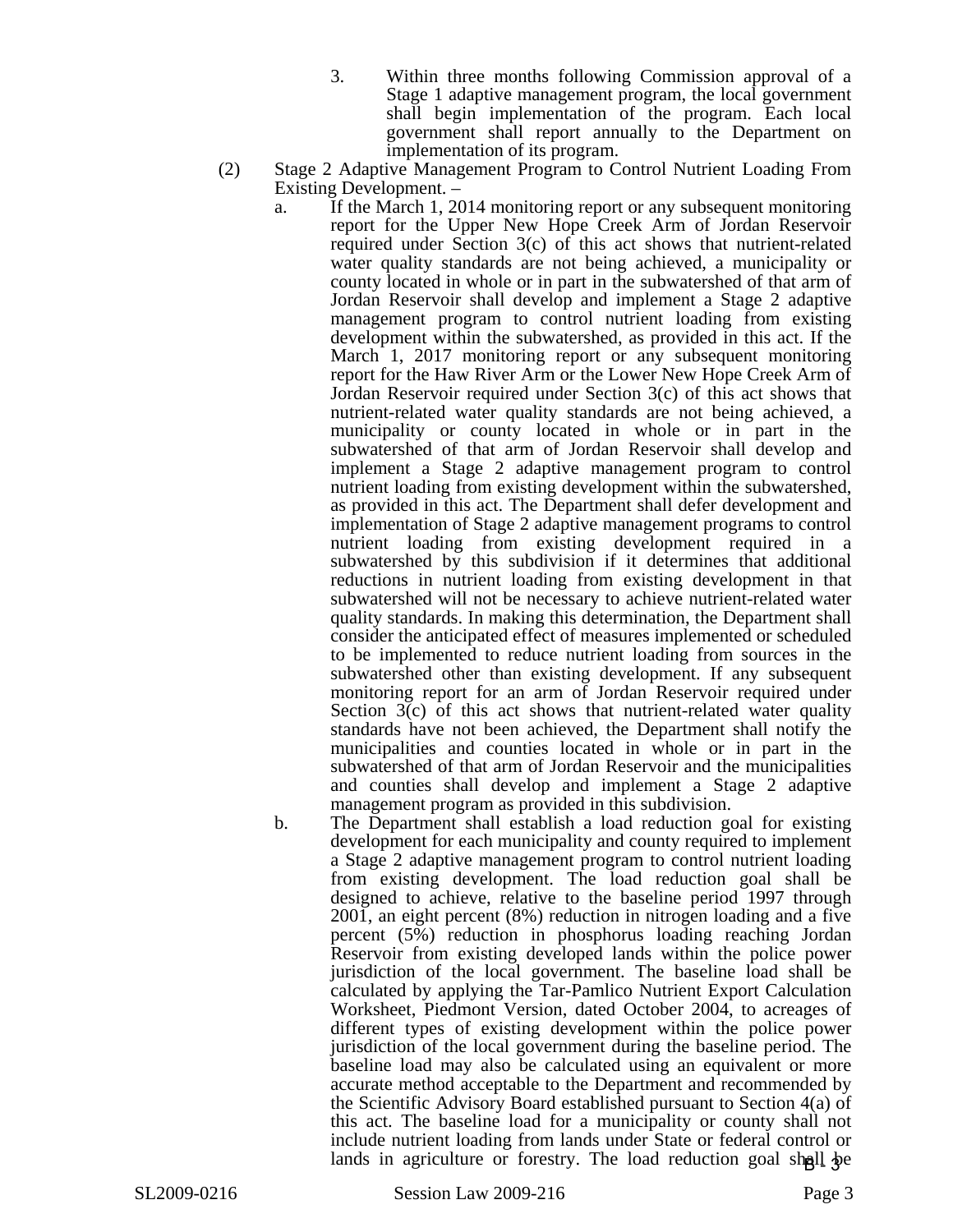3. Within three months following Commission approval of a Stage 1 adaptive management program, the local government shall begin implementation of the program. Each local government shall report annually to the Department on implementation of its program.

(2) Stage 2 Adaptive Management Program to Control Nutrient Loading From Existing Development. –

a. If the March 1, 2014 monitoring report or any subsequent monitoring report for the Upper New Hope Creek Arm of Jordan Reservoir required under Section 3(c) of this act shows that nutrient-related water quality standards are not being achieved, a municipality or county located in whole or in part in the subwatershed of that arm of Jordan Reservoir shall develop and implement a Stage 2 adaptive management program to control nutrient loading from existing development within the subwatershed, as provided in this act. If the March 1, 2017 monitoring report or any subsequent monitoring report for the Haw River Arm or the Lower New Hope Creek Arm of Jordan Reservoir required under Section 3(c) of this act shows that nutrient-related water quality standards are not being achieved, a municipality or county located in whole or in part in the subwatershed of that arm of Jordan Reservoir shall develop and implement a Stage 2 adaptive management program to control nutrient loading from existing development within the subwatershed, as provided in this act. The Department shall defer development and implementation of Stage 2 adaptive management programs to control nutrient loading from existing development required in a subwatershed by this subdivision if it determines that additional reductions in nutrient loading from existing development in that subwatershed will not be necessary to achieve nutrient-related water quality standards. In making this determination, the Department shall consider the anticipated effect of measures implemented or scheduled to be implemented to reduce nutrient loading from sources in the subwatershed other than existing development. If any subsequent monitoring report for an arm of Jordan Reservoir required under Section 3(c) of this act shows that nutrient-related water quality standards have not been achieved, the Department shall notify the municipalities and counties located in whole or in part in the subwatershed of that arm of Jordan Reservoir and the municipalities and counties shall develop and implement a Stage 2 adaptive management program as provided in this subdivision.

b. The Department shall establish a load reduction goal for existing development for each municipality and county required to implement a Stage 2 adaptive management program to control nutrient loading from existing development. The load reduction goal shall be designed to achieve, relative to the baseline period 1997 through 2001, an eight percent (8%) reduction in nitrogen loading and a five percent (5%) reduction in phosphorus loading reaching Jordan Reservoir from existing developed lands within the police power jurisdiction of the local government. The baseline load shall be calculated by applying the Tar-Pamlico Nutrient Export Calculation Worksheet, Piedmont Version, dated October 2004, to acreages of different types of existing development within the police power jurisdiction of the local government during the baseline period. The baseline load may also be calculated using an equivalent or more accurate method acceptable to the Department and recommended by the Scientific Advisory Board established pursuant to Section 4(a) of this act. The baseline load for a municipality or county shall not include nutrient loading from lands under State or federal control or lands in agriculture or forestry. The load reduction goal shall be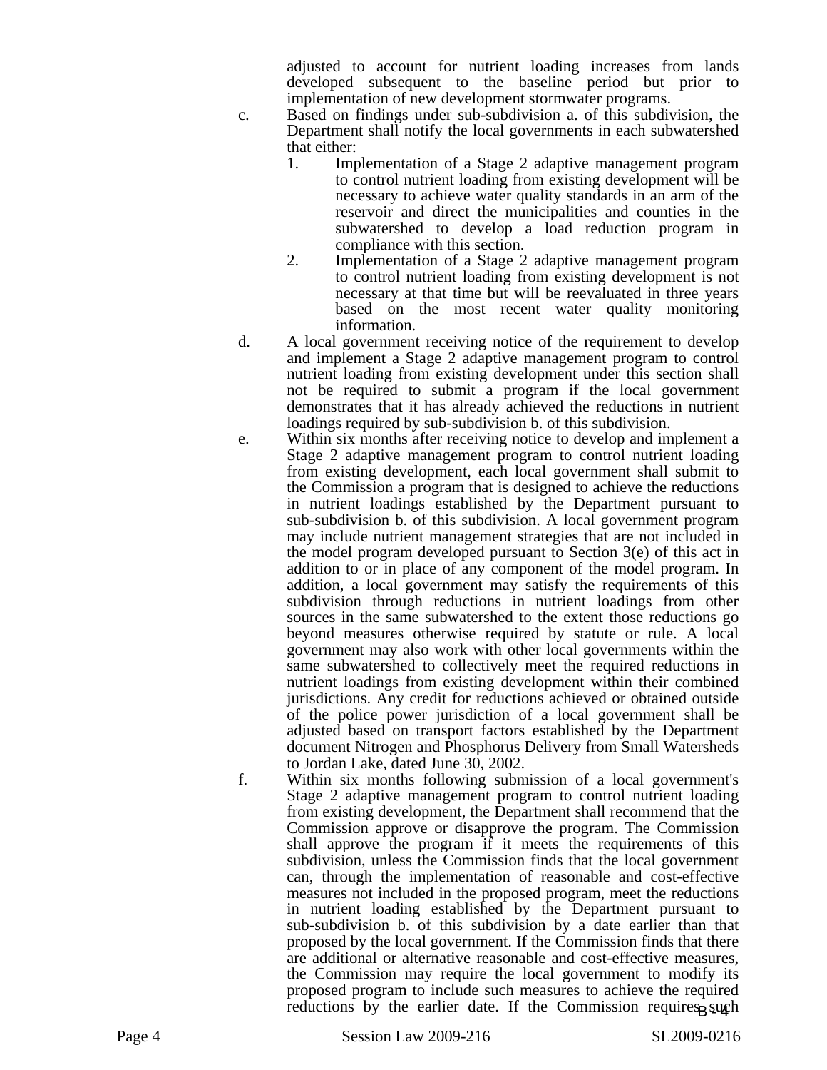adjusted to account for nutrient loading increases from lands developed subsequent to the baseline period but prior to implementation of new development stormwater programs.

c. Based on findings under sub-subdivision a. of this subdivision, the Department shall notify the local governments in each subwatershed that either:

   1. Implementation of a Stage 2 adaptive management program to control nutrient loading from existing development will be necessary to achieve water quality standards in an arm of the reservoir and direct the municipalities and counties in the subwatershed to develop a load reduction program in compliance with this section.
   2. Implementation of a Stage 2 adaptive management program to control nutrient loading from existing development is not necessary at that time but will be reevaluated in three years based on the most recent water quality monitoring information.

d. A local government receiving notice of the requirement to develop and implement a Stage 2 adaptive management program to control nutrient loading from existing development under this section shall not be required to submit a program if the local government demonstrates that it has already achieved the reductions in nutrient loadings required by sub-subdivision b. of this subdivision.

e. Within six months after receiving notice to develop and implement a Stage 2 adaptive management program to control nutrient loading from existing development, each local government shall submit to the Commission a program that is designed to achieve the reductions in nutrient loadings established by the Department pursuant to sub-subdivision b. of this subdivision. A local government program may include nutrient management strategies that are not included in the model program developed pursuant to Section 3(e) of this act in addition to or in place of any component of the model program. In addition, a local government may satisfy the requirements of this subdivision through reductions in nutrient loadings from other sources in the same subwatershed to the extent those reductions go beyond measures otherwise required by statute or rule. A local government may also work with other local governments within the same subwatershed to collectively meet the required reductions in nutrient loadings from existing development within their combined jurisdictions. Any credit for reductions achieved or obtained outside of the police power jurisdiction of a local government shall be adjusted based on transport factors established by the Department document Nitrogen and Phosphorus Delivery from Small Watersheds to Jordan Lake, dated June 30, 2002.

f. Within six months following submission of a local government's Stage 2 adaptive management program to control nutrient loading from existing development, the Department shall recommend that the Commission approve or disapprove the program. The Commission shall approve the program if it meets the requirements of this subdivision, unless the Commission finds that the local government can, through the implementation of reasonable and cost-effective measures not included in the proposed program, meet the reductions in nutrient loading established by the Department pursuant to sub-subdivision b. of this subdivision by a date earlier than that proposed by the local government. If the Commission finds that there are additional or alternative reasonable and cost-effective measures, the Commission may require the local government to modify its proposed program to include such measures to achieve the required reductions by the earlier date. If the Commission requires such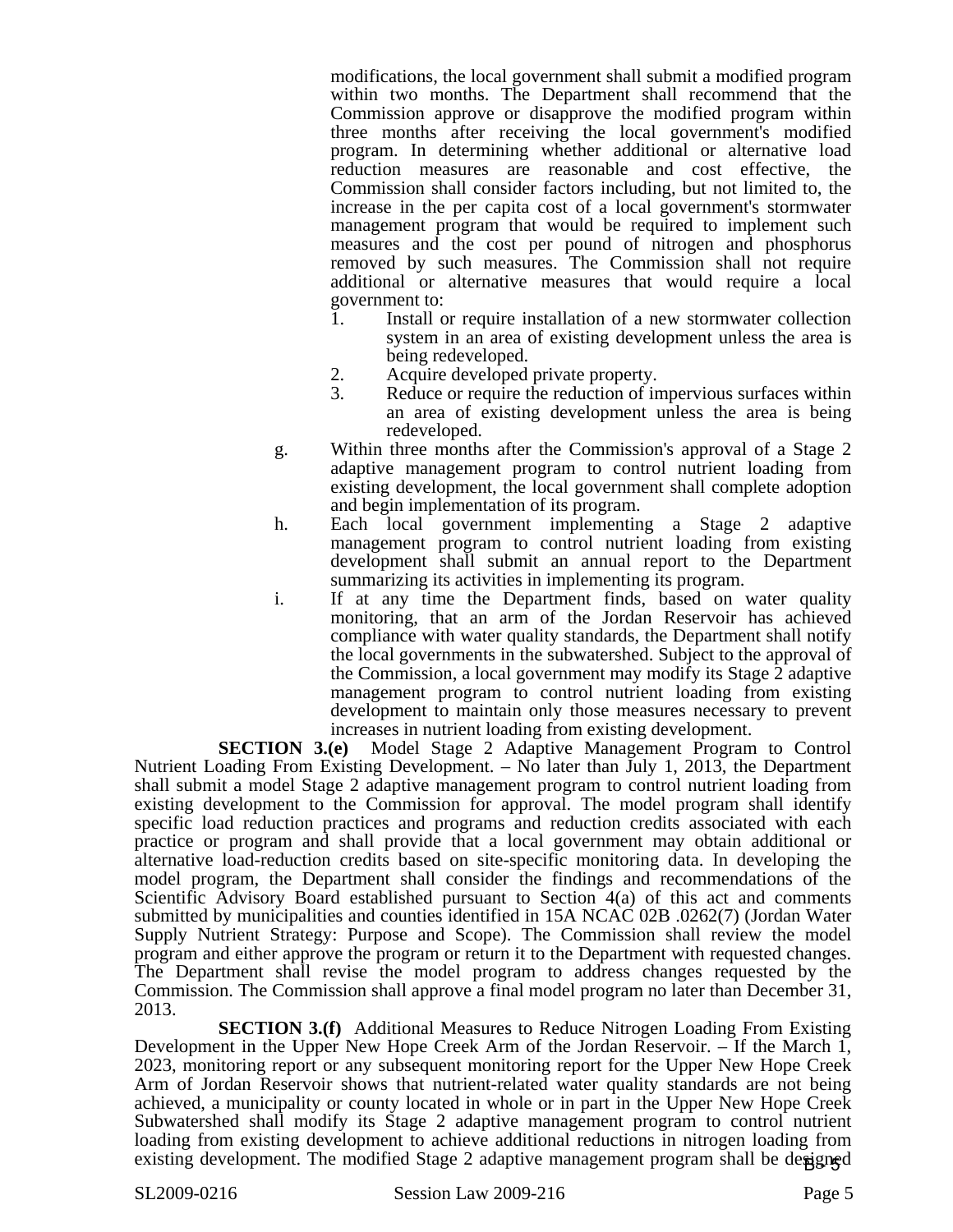modifications, the local government shall submit a modified program within two months. The Department shall recommend that the Commission approve or disapprove the modified program within three months after receiving the local government's modified program. In determining whether additional or alternative load reduction measures are reasonable and cost effective, the Commission shall consider factors including, but not limited to, the increase in the per capita cost of a local government's stormwater management program that would be required to implement such measures and the cost per pound of nitrogen and phosphorus removed by such measures. The Commission shall not require additional or alternative measures that would require a local government to:

1. Install or require installation of a new stormwater collection system in an area of existing development unless the area is being redeveloped.
2. Acquire developed private property.
3. Reduce or require the reduction of impervious surfaces within an area of existing development unless the area is being redeveloped.

g. Within three months after the Commission's approval of a Stage 2 adaptive management program to control nutrient loading from existing development, the local government shall complete adoption and begin implementation of its program.

h. Each local government implementing a Stage 2 adaptive management program to control nutrient loading from existing development shall submit an annual report to the Department summarizing its activities in implementing its program.

i. If at any time the Department finds, based on water quality monitoring, that an arm of the Jordan Reservoir has achieved compliance with water quality standards, the Department shall notify the local governments in the subwatershed. Subject to the approval of the Commission, a local government may modify its Stage 2 adaptive management program to control nutrient loading from existing development to maintain only those measures necessary to prevent increases in nutrient loading from existing development.

**SECTION 3.(e)** Model Stage 2 Adaptive Management Program to Control Nutrient Loading From Existing Development. – No later than July 1, 2013, the Department shall submit a model Stage 2 adaptive management program to control nutrient loading from existing development to the Commission for approval. The model program shall identify specific load reduction practices and programs and reduction credits associated with each practice or program and shall provide that a local government may obtain additional or alternative load-reduction credits based on site-specific monitoring data. In developing the model program, the Department shall consider the findings and recommendations of the Scientific Advisory Board established pursuant to Section 4(a) of this act and comments submitted by municipalities and counties identified in 15A NCAC 02B .0262(7) (Jordan Water Supply Nutrient Strategy: Purpose and Scope). The Commission shall review the model program and either approve the program or return it to the Department with requested changes. The Department shall revise the model program to address changes requested by the Commission. The Commission shall approve a final model program no later than December 31, 2013.

**SECTION 3.(f)** Additional Measures to Reduce Nitrogen Loading From Existing Development in the Upper New Hope Creek Arm of the Jordan Reservoir. – If the March 1, 2023, monitoring report or any subsequent monitoring report for the Upper New Hope Creek Arm of Jordan Reservoir shows that nutrient-related water quality standards are not being achieved, a municipality or county located in whole or in part in the Upper New Hope Creek Subwatershed shall modify its Stage 2 adaptive management program to control nutrient loading from existing development to achieve additional reductions in nitrogen loading from existing development. The modified Stage 2 adaptive management program shall be designed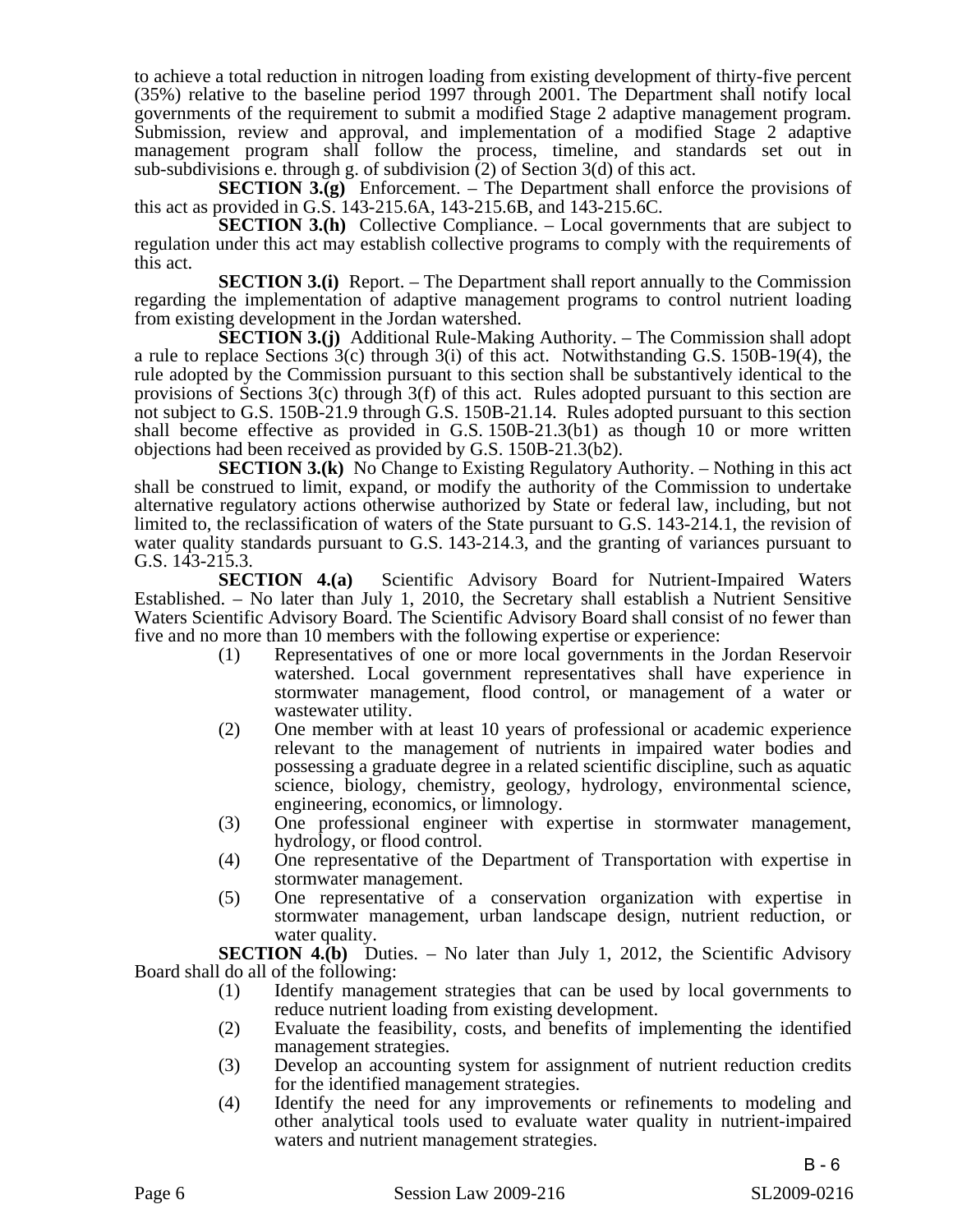to achieve a total reduction in nitrogen loading from existing development of thirty-five percent (35%) relative to the baseline period 1997 through 2001. The Department shall notify local governments of the requirement to submit a modified Stage 2 adaptive management program. Submission, review and approval, and implementation of a modified Stage 2 adaptive management program shall follow the process, timeline, and standards set out in sub-subdivisions e. through g. of subdivision (2) of Section 3(d) of this act.

**SECTION 3.(g)** Enforcement. – The Department shall enforce the provisions of this act as provided in G.S. 143-215.6A, 143-215.6B, and 143-215.6C.

**SECTION 3.(h)** Collective Compliance. – Local governments that are subject to regulation under this act may establish collective programs to comply with the requirements of this act.

**SECTION 3.(i)** Report. – The Department shall report annually to the Commission regarding the implementation of adaptive management programs to control nutrient loading from existing development in the Jordan watershed.

**SECTION 3.(j)** Additional Rule-Making Authority. – The Commission shall adopt a rule to replace Sections 3(c) through 3(i) of this act. Notwithstanding G.S. 150B-19(4), the rule adopted by the Commission pursuant to this section shall be substantively identical to the provisions of Sections 3(c) through 3(f) of this act. Rules adopted pursuant to this section are not subject to G.S. 150B-21.9 through G.S. 150B-21.14. Rules adopted pursuant to this section shall become effective as provided in G.S. 150B-21.3(b1) as though 10 or more written objections had been received as provided by G.S. 150B-21.3(b2).

**SECTION 3.(k)** No Change to Existing Regulatory Authority. – Nothing in this act shall be construed to limit, expand, or modify the authority of the Commission to undertake alternative regulatory actions otherwise authorized by State or federal law, including, but not limited to, the reclassification of waters of the State pursuant to G.S. 143-214.1, the revision of water quality standards pursuant to G.S. 143-214.3, and the granting of variances pursuant to G.S. 143-215.3.

**SECTION 4.(a)** Scientific Advisory Board for Nutrient-Impaired Waters Established. – No later than July 1, 2010, the Secretary shall establish a Nutrient Sensitive Waters Scientific Advisory Board. The Scientific Advisory Board shall consist of no fewer than five and no more than 10 members with the following expertise or experience:

(1) Representatives of one or more local governments in the Jordan Reservoir watershed. Local government representatives shall have experience in stormwater management, flood control, or management of a water or wastewater utility.

(2) One member with at least 10 years of professional or academic experience relevant to the management of nutrients in impaired water bodies and possessing a graduate degree in a related scientific discipline, such as aquatic science, biology, chemistry, geology, hydrology, environmental science, engineering, economics, or limnology.

(3) One professional engineer with expertise in stormwater management, hydrology, or flood control.

(4) One representative of the Department of Transportation with expertise in stormwater management.

(5) One representative of a conservation organization with expertise in stormwater management, urban landscape design, nutrient reduction, or water quality.

**SECTION 4.(b)** Duties. – No later than July 1, 2012, the Scientific Advisory Board shall do all of the following:

(1) Identify management strategies that can be used by local governments to reduce nutrient loading from existing development.

(2) Evaluate the feasibility, costs, and benefits of implementing the identified management strategies.

(3) Develop an accounting system for assignment of nutrient reduction credits for the identified management strategies.

(4) Identify the need for any improvements or refinements to modeling and other analytical tools used to evaluate water quality in nutrient-impaired waters and nutrient management strategies.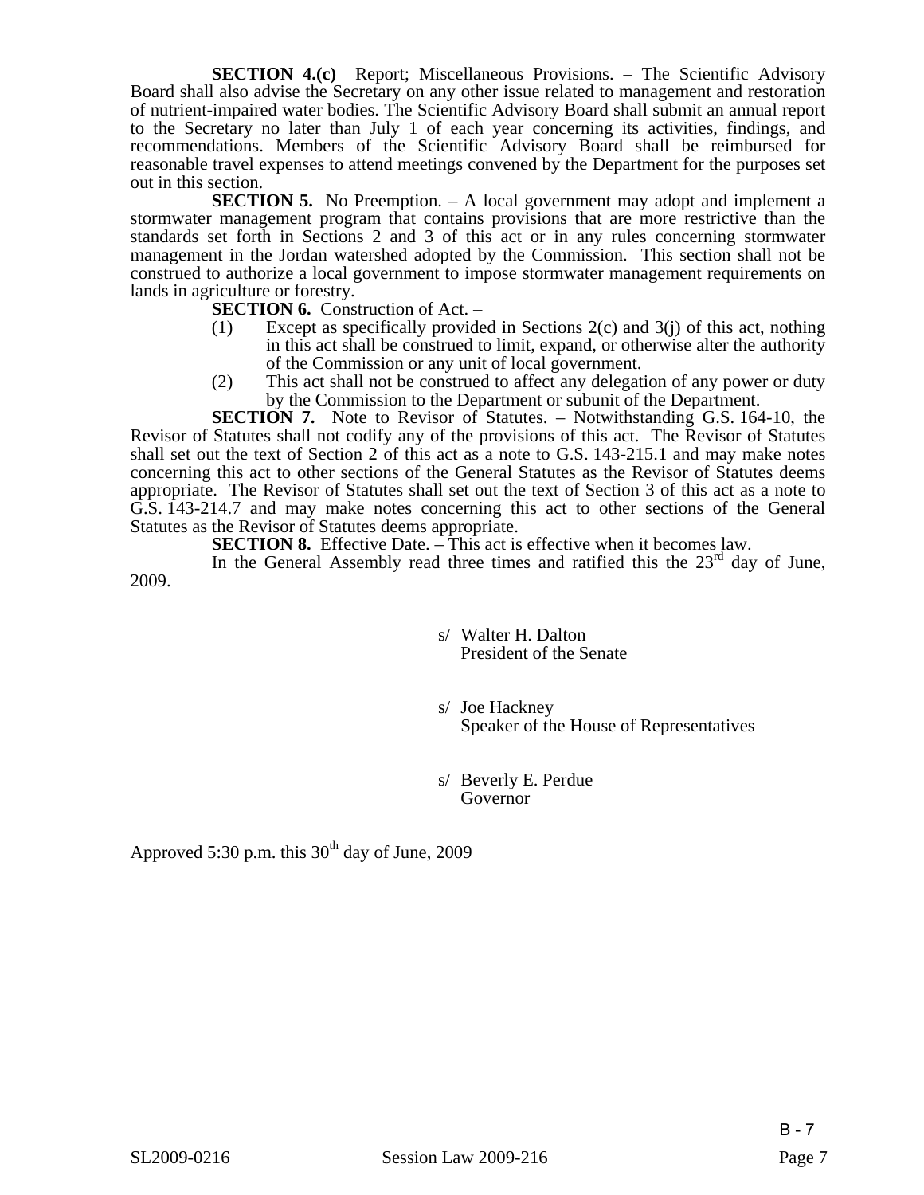**SECTION 4.(c)** Report; Miscellaneous Provisions. – The Scientific Advisory Board shall also advise the Secretary on any other issue related to management and restoration of nutrient-impaired water bodies. The Scientific Advisory Board shall submit an annual report to the Secretary no later than July 1 of each year concerning its activities, findings, and recommendations. Members of the Scientific Advisory Board shall be reimbursed for reasonable travel expenses to attend meetings convened by the Department for the purposes set out in this section.

**SECTION 5.** No Preemption. – A local government may adopt and implement a stormwater management program that contains provisions that are more restrictive than the standards set forth in Sections 2 and 3 of this act or in any rules concerning stormwater management in the Jordan watershed adopted by the Commission. This section shall not be construed to authorize a local government to impose stormwater management requirements on lands in agriculture or forestry.

**SECTION 6.** Construction of Act. –

(1) Except as specifically provided in Sections 2(c) and 3(j) of this act, nothing in this act shall be construed to limit, expand, or otherwise alter the authority of the Commission or any unit of local government.

(2) This act shall not be construed to affect any delegation of any power or duty by the Commission to the Department or subunit of the Department.

**SECTION 7.** Note to Revisor of Statutes. – Notwithstanding G.S. 164-10, the Revisor of Statutes shall not codify any of the provisions of this act. The Revisor of Statutes shall set out the text of Section 2 of this act as a note to G.S. 143-215.1 and may make notes concerning this act to other sections of the General Statutes as the Revisor of Statutes deems appropriate. The Revisor of Statutes shall set out the text of Section 3 of this act as a note to G.S. 143-214.7 and may make notes concerning this act to other sections of the General Statutes as the Revisor of Statutes deems appropriate.

**SECTION 8.** Effective Date. – This act is effective when it becomes law.

In the General Assembly read three times and ratified this the 23rd day of June, 2009.

s/ Walter H. Dalton
President of the Senate

s/ Joe Hackney
Speaker of the House of Representatives

s/ Beverly E. Perdue
Governor

Approved 5:30 p.m. this 30th day of June, 2009

B - 7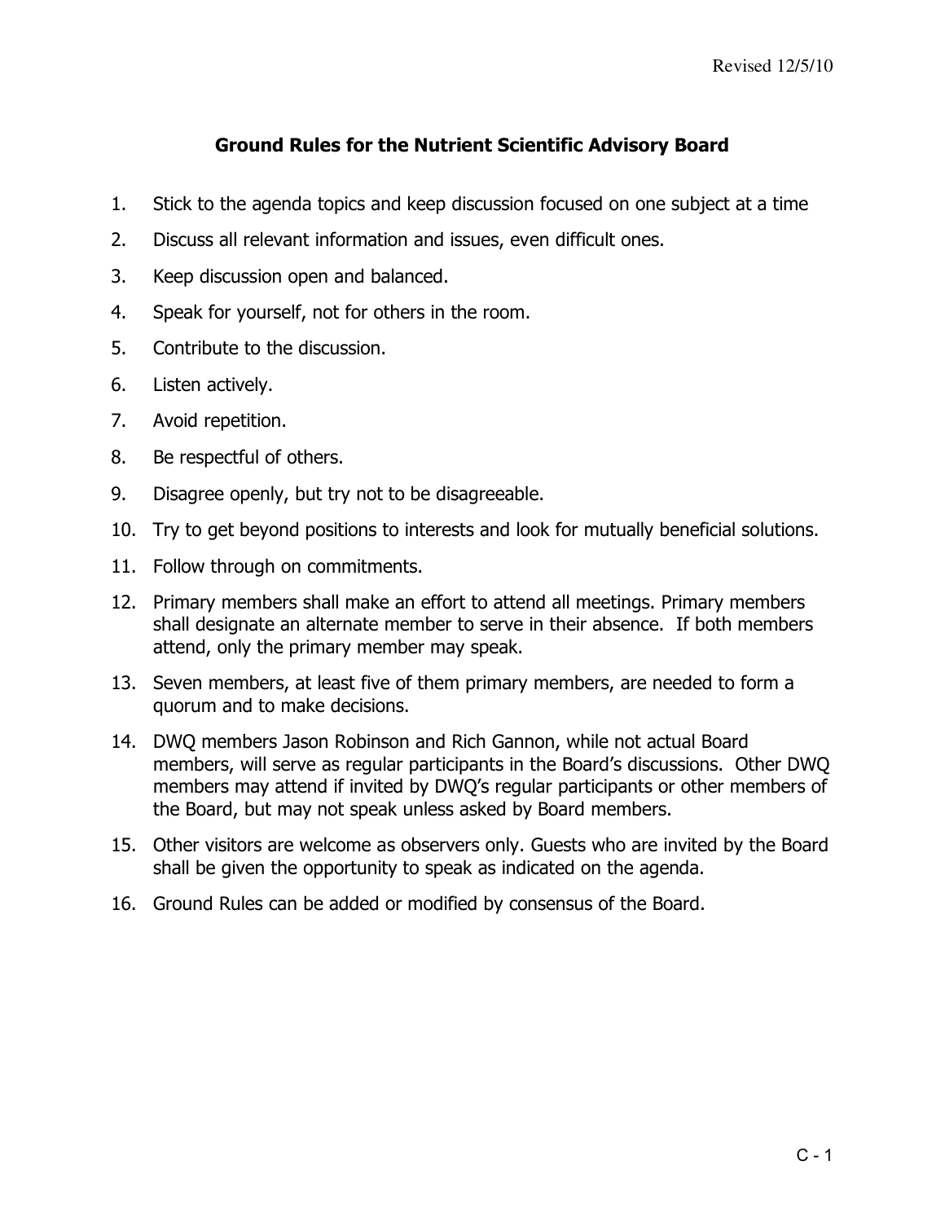Revised 12/5/10

## Ground Rules for the Nutrient Scientific Advisory Board

1. Stick to the agenda topics and keep discussion focused on one subject at a time
2. Discuss all relevant information and issues, even difficult ones.
3. Keep discussion open and balanced.
4. Speak for yourself, not for others in the room.
5. Contribute to the discussion.
6. Listen actively.
7. Avoid repetition.
8. Be respectful of others.
9. Disagree openly, but try not to be disagreeable.
10. Try to get beyond positions to interests and look for mutually beneficial solutions.
11. Follow through on commitments.
12. Primary members shall make an effort to attend all meetings. Primary members shall designate an alternate member to serve in their absence. If both members attend, only the primary member may speak.
13. Seven members, at least five of them primary members, are needed to form a quorum and to make decisions.
14. DWQ members Jason Robinson and Rich Gannon, while not actual Board members, will serve as regular participants in the Board's discussions. Other DWQ members may attend if invited by DWQ's regular participants or other members of the Board, but may not speak unless asked by Board members.
15. Other visitors are welcome as observers only. Guests who are invited by the Board shall be given the opportunity to speak as indicated on the agenda.
16. Ground Rules can be added or modified by consensus of the Board.

C - 1